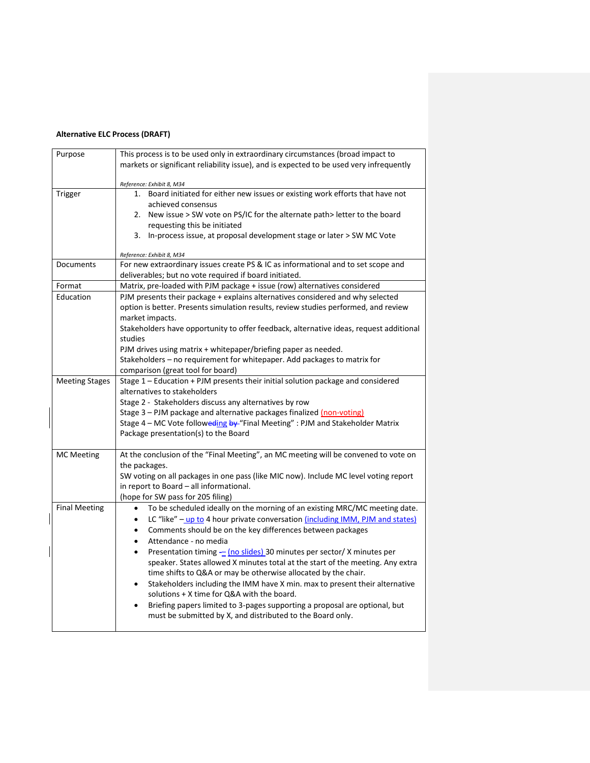**Alternative ELC Process (DRAFT)**

| Purpose | This process is to be used only in extraordinary circumstances (broad impact to markets or significant reliability issue), and is expected to be used very infrequently<br><br>*Reference: Exhibit 8, M34* |
|---|---|
| Trigger | 1. Board initiated for either new issues or existing work efforts that have not achieved consensus<br>2. New issue > SW vote on PS/IC for the alternate path> letter to the board requesting this be initiated<br>3. In-process issue, at proposal development stage or later > SW MC Vote<br><br>*Reference: Exhibit 8, M34* |
| Documents | For new extraordinary issues create PS & IC as informational and to set scope and deliverables; but no vote required if board initiated. |
| Format | Matrix, pre-loaded with PJM package + issue (row) alternatives considered |
| Education | PJM presents their package + explains alternatives considered and why selected option is better. Presents simulation results, review studies performed, and review market impacts.<br>Stakeholders have opportunity to offer feedback, alternative ideas, request additional studies<br>PJM drives using matrix + whitepaper/briefing paper as needed.<br>Stakeholders – no requirement for whitepaper. Add packages to matrix for comparison (great tool for board) |
| Meeting Stages | Stage 1 – Education + PJM presents their initial solution package and considered alternatives to stakeholders<br>Stage 2 - Stakeholders discuss any alternatives by row<br>Stage 3 – PJM package and alternative packages finalized (non-voting)<br>Stage 4 – MC Vote following "Final Meeting" : PJM and Stakeholder Matrix Package presentation(s) to the Board |
| MC Meeting | At the conclusion of the "Final Meeting", an MC meeting will be convened to vote on the packages.<br>SW voting on all packages in one pass (like MIC now). Include MC level voting report in report to Board – all informational.<br>(hope for SW pass for 205 filing) |
| Final Meeting | • To be scheduled ideally on the morning of an existing MRC/MC meeting date.<br>• LC "like" – up to 4 hour private conversation (including IMM, PJM and states)<br>• Comments should be on the key differences between packages<br>• Attendance - no media<br>• Presentation timing (no slides) 30 minutes per sector/ X minutes per speaker. States allowed X minutes total at the start of the meeting. Any extra time shifts to Q&A or may be otherwise allocated by the chair.<br>• Stakeholders including the IMM have X min. max to present their alternative solutions + X time for Q&A with the board.<br>• Briefing papers limited to 3-pages supporting a proposal are optional, but must be submitted by X, and distributed to the Board only. |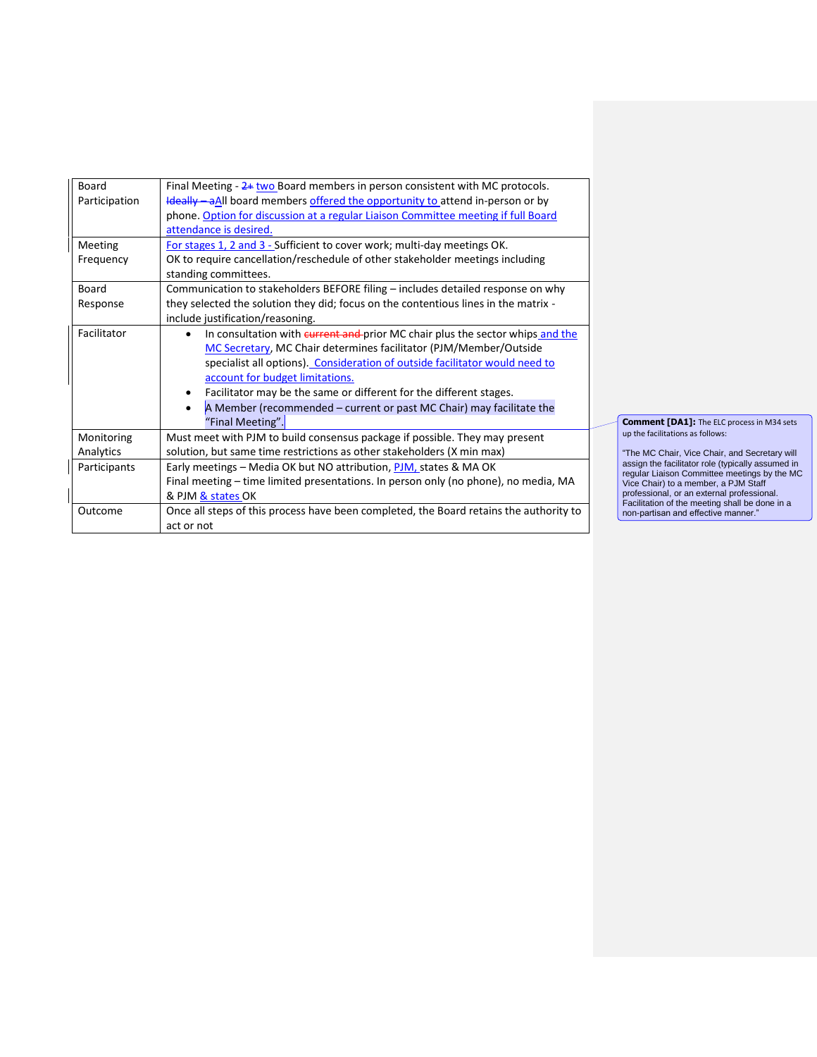| | |
|---|---|
| Board Participation | Final Meeting - ~~2+~~ two Board members in person consistent with MC protocols. ~~Ideally – a~~All board members offered the opportunity to attend in-person or by phone. Option for discussion at a regular Liaison Committee meeting if full Board attendance is desired. |
| Meeting Frequency | For stages 1, 2 and 3 - Sufficient to cover work; multi-day meetings OK. OK to require cancellation/reschedule of other stakeholder meetings including standing committees. |
| Board Response | Communication to stakeholders BEFORE filing – includes detailed response on why they selected the solution they did; focus on the contentious lines in the matrix - include justification/reasoning. |
| Facilitator | • In consultation with ~~current and~~ prior MC chair plus the sector whips and the MC Secretary, MC Chair determines facilitator (PJM/Member/Outside specialist all options). Consideration of outside facilitator would need to account for budget limitations.<br>• Facilitator may be the same or different for the different stages.<br>• A Member (recommended – current or past MC Chair) may facilitate the "Final Meeting". |
| Monitoring Analytics | Must meet with PJM to build consensus package if possible. They may present solution, but same time restrictions as other stakeholders (X min max) |
| Participants | Early meetings – Media OK but NO attribution, PJM, states & MA OK<br>Final meeting – time limited presentations. In person only (no phone), no media, MA & PJM & states OK |
| Outcome | Once all steps of this process have been completed, the Board retains the authority to act or not |

**Comment [DA1]:** The ELC process in M34 sets up the facilitations as follows:

"The MC Chair, Vice Chair, and Secretary will assign the facilitator role (typically assumed in regular Liaison Committee meetings by the MC Vice Chair) to a member, a PJM Staff professional, or an external professional. Facilitation of the meeting shall be done in a non-partisan and effective manner."